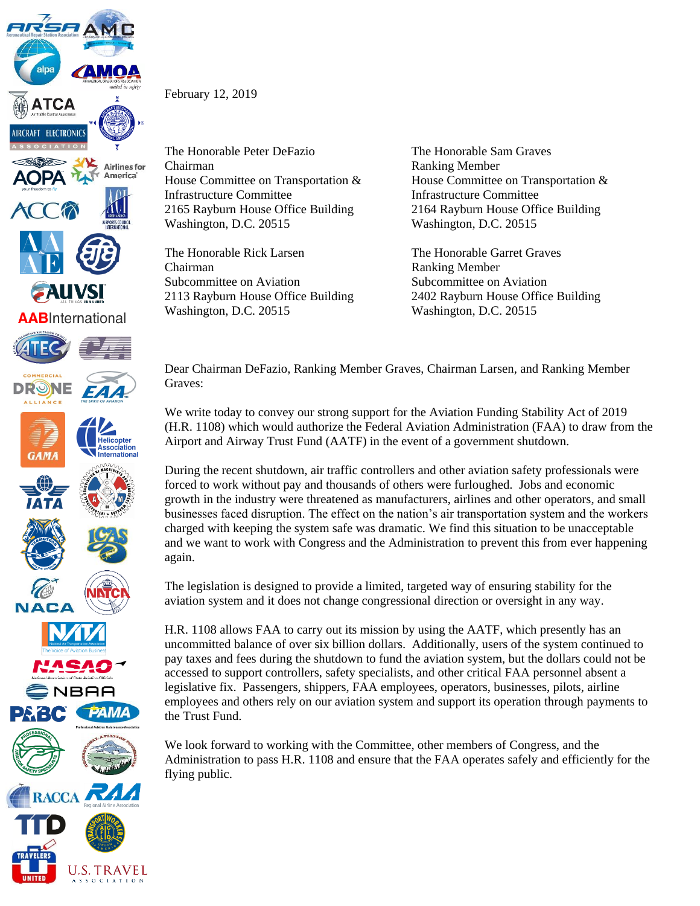February 12, 2019

The Honorable Peter DeFazio
Chairman
House Committee on Transportation & Infrastructure Committee
2165 Rayburn House Office Building
Washington, D.C. 20515

The Honorable Sam Graves
Ranking Member
House Committee on Transportation & Infrastructure Committee
2164 Rayburn House Office Building
Washington, D.C. 20515

The Honorable Rick Larsen
Chairman
Subcommittee on Aviation
2113 Rayburn House Office Building
Washington, D.C. 20515

The Honorable Garret Graves
Ranking Member
Subcommittee on Aviation
2402 Rayburn House Office Building
Washington, D.C. 20515

Dear Chairman DeFazio, Ranking Member Graves, Chairman Larsen, and Ranking Member Graves:

We write today to convey our strong support for the Aviation Funding Stability Act of 2019 (H.R. 1108) which would authorize the Federal Aviation Administration (FAA) to draw from the Airport and Airway Trust Fund (AATF) in the event of a government shutdown.

During the recent shutdown, air traffic controllers and other aviation safety professionals were forced to work without pay and thousands of others were furloughed. Jobs and economic growth in the industry were threatened as manufacturers, airlines and other operators, and small businesses faced disruption. The effect on the nation's air transportation system and the workers charged with keeping the system safe was dramatic. We find this situation to be unacceptable and we want to work with Congress and the Administration to prevent this from ever happening again.

The legislation is designed to provide a limited, targeted way of ensuring stability for the aviation system and it does not change congressional direction or oversight in any way.

H.R. 1108 allows FAA to carry out its mission by using the AATF, which presently has an uncommitted balance of over six billion dollars. Additionally, users of the system continued to pay taxes and fees during the shutdown to fund the aviation system, but the dollars could not be accessed to support controllers, safety specialists, and other critical FAA personnel absent a legislative fix. Passengers, shippers, FAA employees, operators, businesses, pilots, airline employees and others rely on our aviation system and support its operation through payments to the Trust Fund.

We look forward to working with the Committee, other members of Congress, and the Administration to pass H.R. 1108 and ensure that the FAA operates safely and efficiently for the flying public.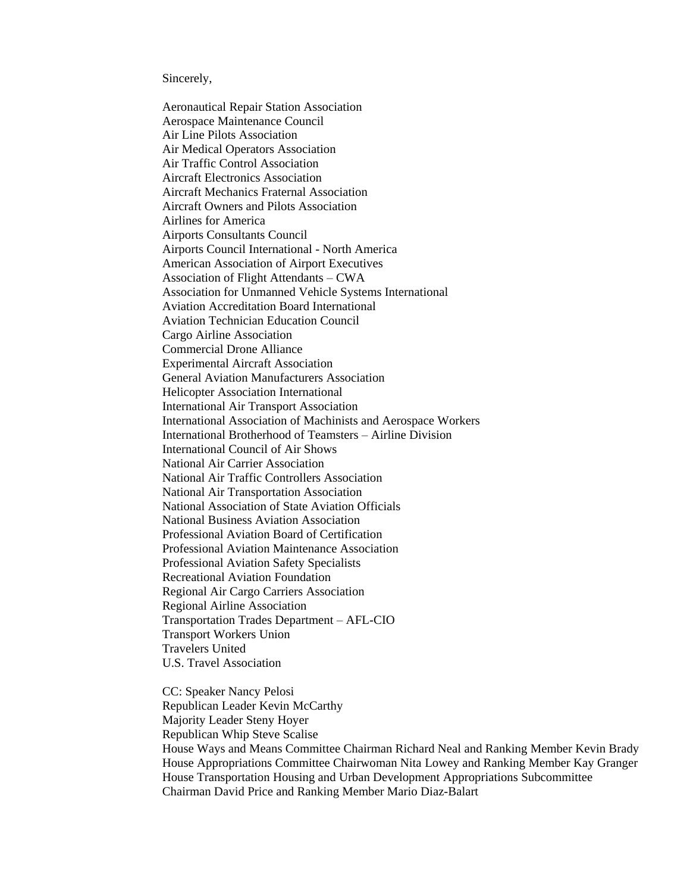Sincerely,

Aeronautical Repair Station Association
Aerospace Maintenance Council
Air Line Pilots Association
Air Medical Operators Association
Air Traffic Control Association
Aircraft Electronics Association
Aircraft Mechanics Fraternal Association
Aircraft Owners and Pilots Association
Airlines for America
Airports Consultants Council
Airports Council International - North America
American Association of Airport Executives
Association of Flight Attendants – CWA
Association for Unmanned Vehicle Systems International
Aviation Accreditation Board International
Aviation Technician Education Council
Cargo Airline Association
Commercial Drone Alliance
Experimental Aircraft Association
General Aviation Manufacturers Association
Helicopter Association International
International Air Transport Association
International Association of Machinists and Aerospace Workers
International Brotherhood of Teamsters – Airline Division
International Council of Air Shows
National Air Carrier Association
National Air Traffic Controllers Association
National Air Transportation Association
National Association of State Aviation Officials
National Business Aviation Association
Professional Aviation Board of Certification
Professional Aviation Maintenance Association
Professional Aviation Safety Specialists
Recreational Aviation Foundation
Regional Air Cargo Carriers Association
Regional Airline Association
Transportation Trades Department – AFL-CIO
Transport Workers Union
Travelers United
U.S. Travel Association

CC: Speaker Nancy Pelosi
Republican Leader Kevin McCarthy
Majority Leader Steny Hoyer
Republican Whip Steve Scalise
House Ways and Means Committee Chairman Richard Neal and Ranking Member Kevin Brady
House Appropriations Committee Chairwoman Nita Lowey and Ranking Member Kay Granger
House Transportation Housing and Urban Development Appropriations Subcommittee Chairman David Price and Ranking Member Mario Diaz-Balart